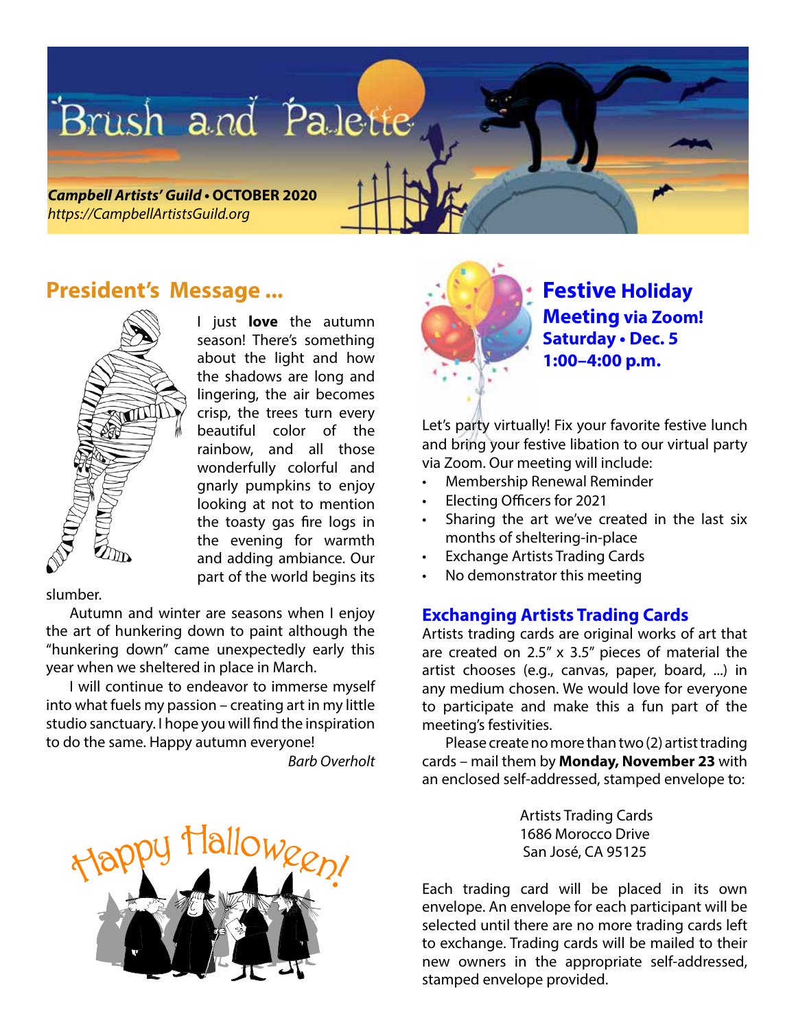# Brush and Palette

***Campbell Artists' Guild* • OCTOBER 2020**
*https://CampbellArtistsGuild.org*

## President's Message ...

I just **love** the autumn season! There's something about the light and how the shadows are long and lingering, the air becomes crisp, the trees turn every beautiful color of the rainbow, and all those wonderfully colorful and gnarly pumpkins to enjoy looking at not to mention the toasty gas fire logs in the evening for warmth and adding ambiance. Our part of the world begins its slumber.

Autumn and winter are seasons when I enjoy the art of hunkering down to paint although the "hunkering down" came unexpectedly early this year when we sheltered in place in March.

I will continue to endeavor to immerse myself into what fuels my passion – creating art in my little studio sanctuary. I hope you will find the inspiration to do the same. Happy autumn everyone!

*Barb Overholt*

Happy Halloween!

## Festive Holiday Meeting via Zoom!
### Saturday • Dec. 5
### 1:00–4:00 p.m.

Let's party virtually! Fix your favorite festive lunch and bring your festive libation to our virtual party via Zoom. Our meeting will include:

- Membership Renewal Reminder
- Electing Officers for 2021
- Sharing the art we've created in the last six months of sheltering-in-place
- Exchange Artists Trading Cards
- No demonstrator this meeting

## Exchanging Artists Trading Cards

Artists trading cards are original works of art that are created on 2.5" x 3.5" pieces of material the artist chooses (e.g., canvas, paper, board, ...) in any medium chosen. We would love for everyone to participate and make this a fun part of the meeting's festivities.

Please create no more than two (2) artist trading cards – mail them by **Monday, November 23** with an enclosed self-addressed, stamped envelope to:

Artists Trading Cards
1686 Morocco Drive
San José, CA 95125

Each trading card will be placed in its own envelope. An envelope for each participant will be selected until there are no more trading cards left to exchange. Trading cards will be mailed to their new owners in the appropriate self-addressed, stamped envelope provided.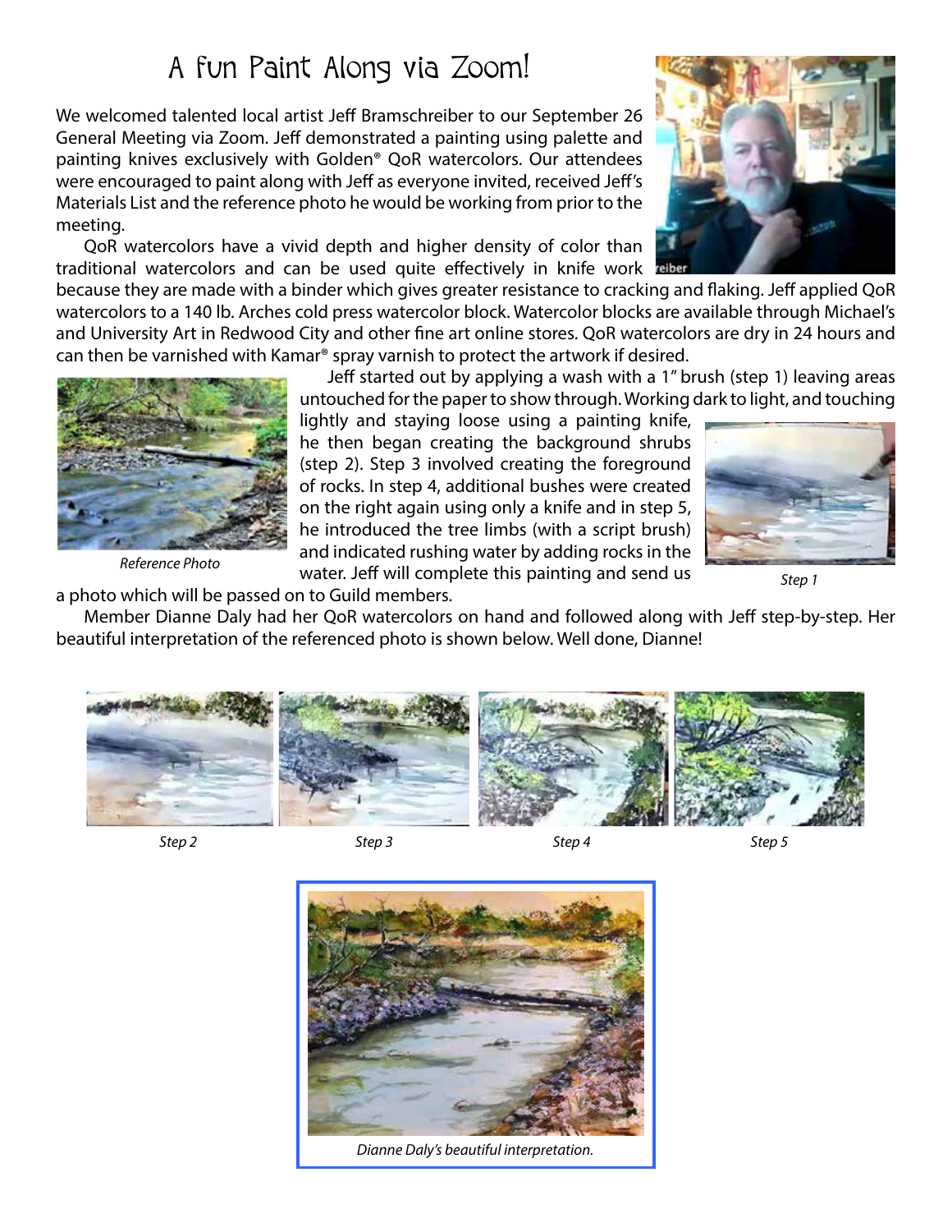# A fun Paint Along via Zoom!

We welcomed talented local artist Jeff Bramschreiber to our September 26 General Meeting via Zoom. Jeff demonstrated a painting using palette and painting knives exclusively with Golden® QoR watercolors. Our attendees were encouraged to paint along with Jeff as everyone invited, received Jeff's Materials List and the reference photo he would be working from prior to the meeting.

QoR watercolors have a vivid depth and higher density of color than traditional watercolors and can be used quite effectively in knife work because they are made with a binder which gives greater resistance to cracking and flaking. Jeff applied QoR watercolors to a 140 lb. Arches cold press watercolor block. Watercolor blocks are available through Michael's and University Art in Redwood City and other fine art online stores. QoR watercolors are dry in 24 hours and can then be varnished with Kamar® spray varnish to protect the artwork if desired.

*Reference Photo*

Jeff started out by applying a wash with a 1" brush (step 1) leaving areas untouched for the paper to show through. Working dark to light, and touching lightly and staying loose using a painting knife, he then began creating the background shrubs (step 2). Step 3 involved creating the foreground of rocks. In step 4, additional bushes were created on the right again using only a knife and in step 5, he introduced the tree limbs (with a script brush) and indicated rushing water by adding rocks in the water. Jeff will complete this painting and send us a photo which will be passed on to Guild members.

*Step 1*

Member Dianne Daly had her QoR watercolors on hand and followed along with Jeff step-by-step. Her beautiful interpretation of the referenced photo is shown below. Well done, Dianne!

*Step 2*

*Step 3*

*Step 4*

*Step 5*

*Dianne Daly's beautiful interpretation.*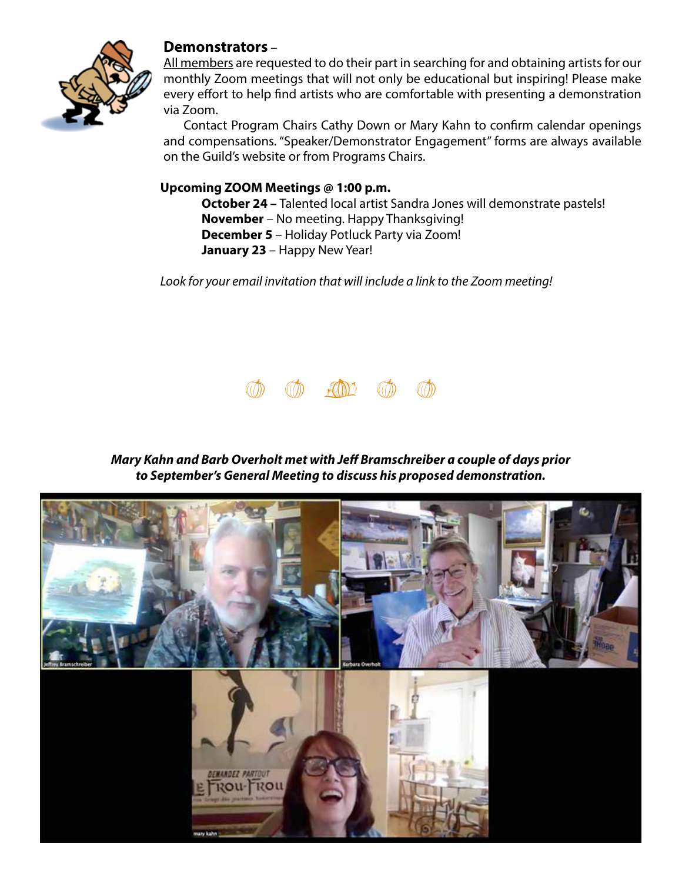## Demonstrators –

All members are requested to do their part in searching for and obtaining artists for our monthly Zoom meetings that will not only be educational but inspiring! Please make every effort to help find artists who are comfortable with presenting a demonstration via Zoom.

Contact Program Chairs Cathy Down or Mary Kahn to confirm calendar openings and compensations. "Speaker/Demonstrator Engagement" forms are always available on the Guild's website or from Programs Chairs.

**Upcoming ZOOM Meetings @ 1:00 p.m.**

**October 24 –** Talented local artist Sandra Jones will demonstrate pastels!
**November** – No meeting. Happy Thanksgiving!
**December 5** – Holiday Potluck Party via Zoom!
**January 23** – Happy New Year!

*Look for your email invitation that will include a link to the Zoom meeting!*

***Mary Kahn and Barb Overholt met with Jeff Bramschreiber a couple of days prior to September's General Meeting to discuss his proposed demonstration.***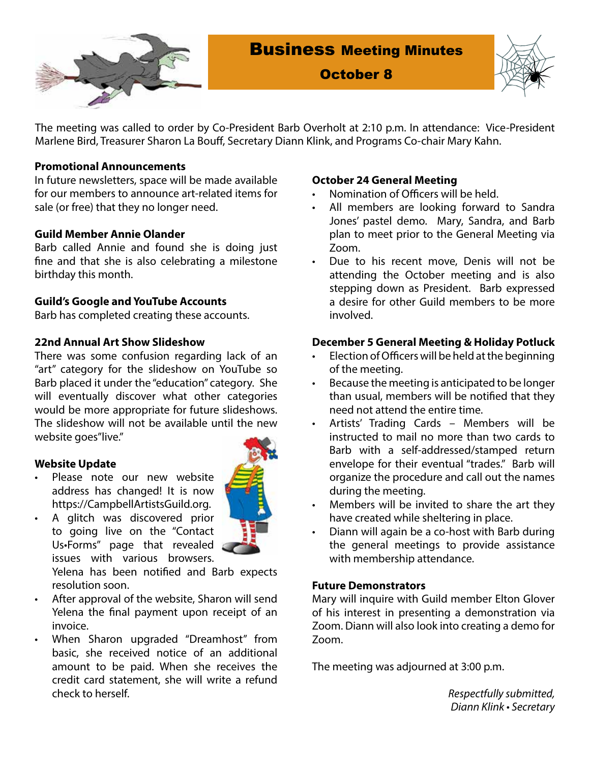# Business Meeting Minutes

## October 8

The meeting was called to order by Co-President Barb Overholt at 2:10 p.m. In attendance: Vice-President Marlene Bird, Treasurer Sharon La Bouff, Secretary Diann Klink, and Programs Co-chair Mary Kahn.

**Promotional Announcements**

In future newsletters, space will be made available for our members to announce art-related items for sale (or free) that they no longer need.

**Guild Member Annie Olander**

Barb called Annie and found she is doing just fine and that she is also celebrating a milestone birthday this month.

**Guild's Google and YouTube Accounts**

Barb has completed creating these accounts.

**22nd Annual Art Show Slideshow**

There was some confusion regarding lack of an "art" category for the slideshow on YouTube so Barb placed it under the "education" category. She will eventually discover what other categories would be more appropriate for future slideshows. The slideshow will not be available until the new website goes"live."

**Website Update**

- Please note our new website address has changed! It is now https://CampbellArtistsGuild.org.
- A glitch was discovered prior to going live on the "Contact Us•Forms" page that revealed issues with various browsers. Yelena has been notified and Barb expects resolution soon.
- After approval of the website, Sharon will send Yelena the final payment upon receipt of an invoice.
- When Sharon upgraded "Dreamhost" from basic, she received notice of an additional amount to be paid. When she receives the credit card statement, she will write a refund check to herself.

**October 24 General Meeting**

- Nomination of Officers will be held.
- All members are looking forward to Sandra Jones' pastel demo. Mary, Sandra, and Barb plan to meet prior to the General Meeting via Zoom.
- Due to his recent move, Denis will not be attending the October meeting and is also stepping down as President. Barb expressed a desire for other Guild members to be more involved.

**December 5 General Meeting & Holiday Potluck**

- Election of Officers will be held at the beginning of the meeting.
- Because the meeting is anticipated to be longer than usual, members will be notified that they need not attend the entire time.
- Artists' Trading Cards – Members will be instructed to mail no more than two cards to Barb with a self-addressed/stamped return envelope for their eventual "trades." Barb will organize the procedure and call out the names during the meeting.
- Members will be invited to share the art they have created while sheltering in place.
- Diann will again be a co-host with Barb during the general meetings to provide assistance with membership attendance.

**Future Demonstrators**

Mary will inquire with Guild member Elton Glover of his interest in presenting a demonstration via Zoom. Diann will also look into creating a demo for Zoom.

The meeting was adjourned at 3:00 p.m.

*Respectfully submitted,*
*Diann Klink • Secretary*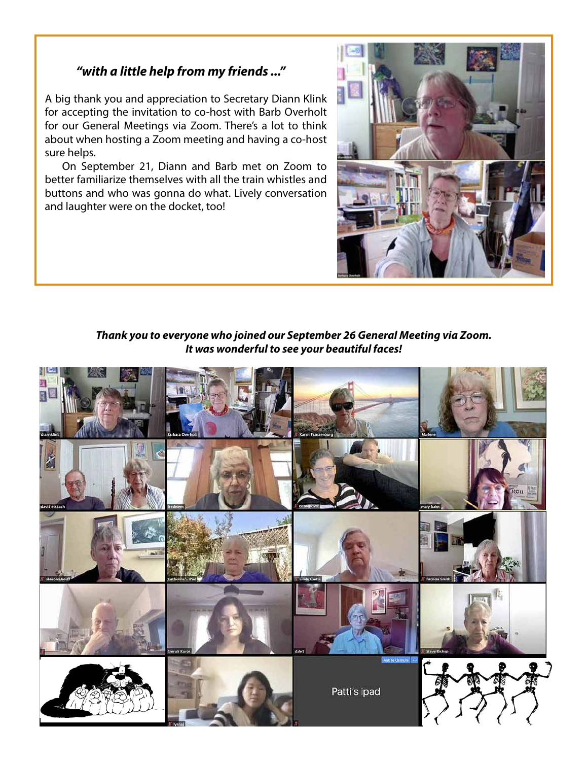### *"with a little help from my friends ..."*

A big thank you and appreciation to Secretary Diann Klink for accepting the invitation to co-host with Barb Overholt for our General Meetings via Zoom. There's a lot to think about when hosting a Zoom meeting and having a co-host sure helps.

On September 21, Diann and Barb met on Zoom to better familiarize themselves with all the train whistles and buttons and who was gonna do what. Lively conversation and laughter were on the docket, too!

***Thank you to everyone who joined our September 26 General Meeting via Zoom. It was wonderful to see your beautiful faces!***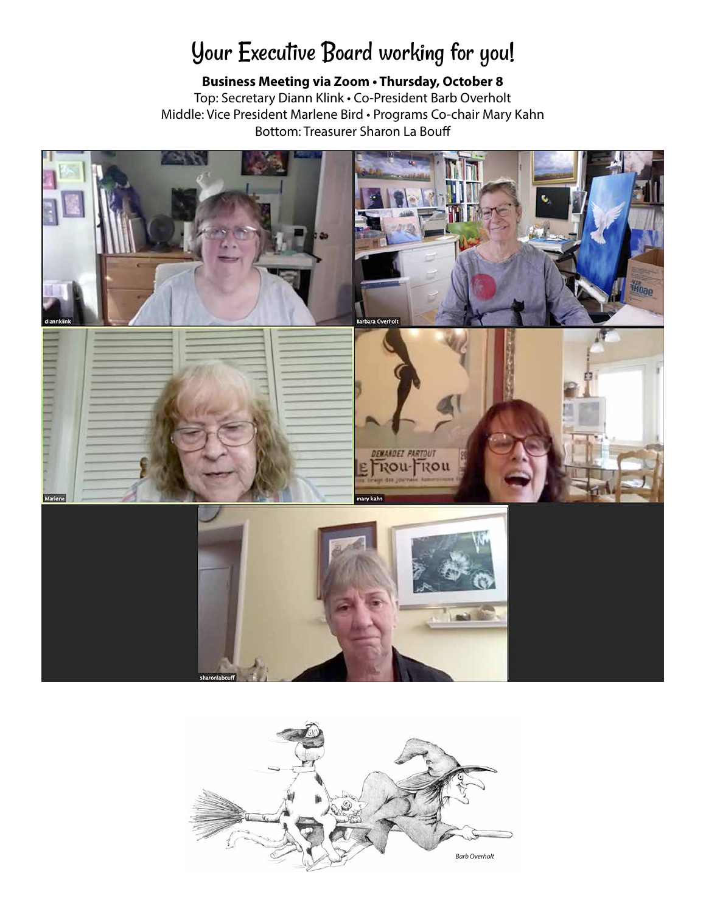# Your Executive Board working for you!

**Business Meeting via Zoom • Thursday, October 8**

Top: Secretary Diann Klink • Co-President Barb Overholt

Middle: Vice President Marlene Bird • Programs Co-chair Mary Kahn

Bottom: Treasurer Sharon La Bouff

*Barb Overholt*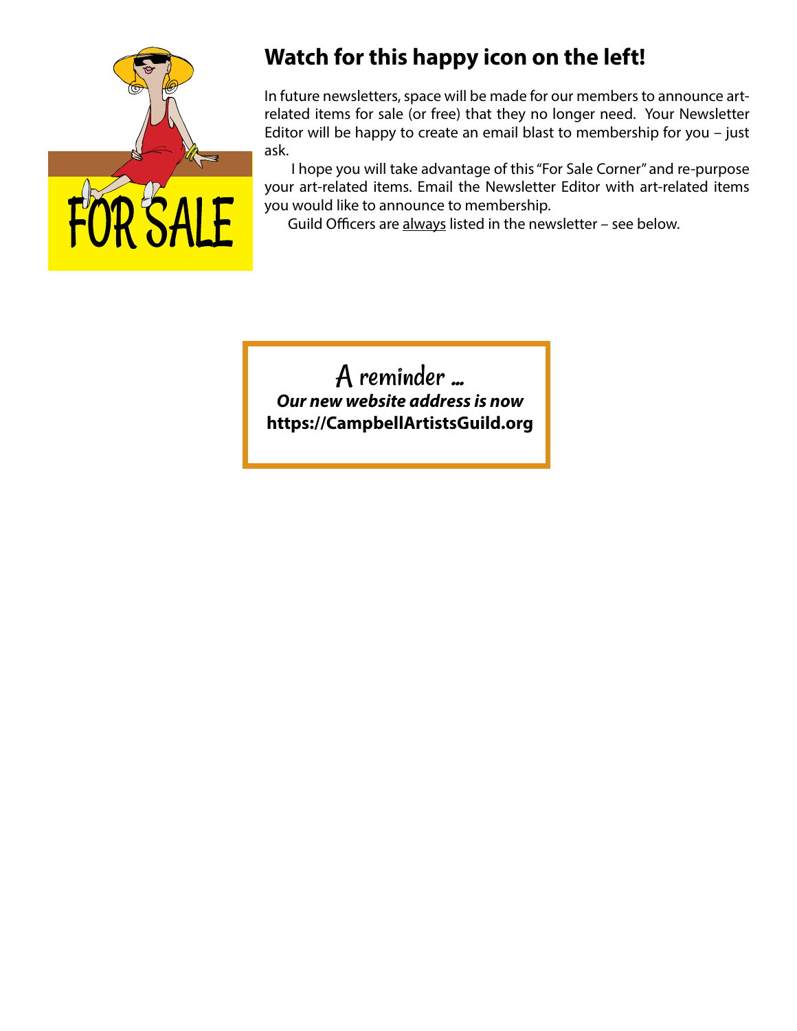FOR SALE

## Watch for this happy icon on the left!

In future newsletters, space will be made for our members to announce art-related items for sale (or free) that they no longer need. Your Newsletter Editor will be happy to create an email blast to membership for you – just ask.

I hope you will take advantage of this "For Sale Corner" and re-purpose your art-related items. Email the Newsletter Editor with art-related items you would like to announce to membership.

Guild Officers are always listed in the newsletter – see below.

A reminder ...

***Our new website address is now***

**https://CampbellArtistsGuild.org**